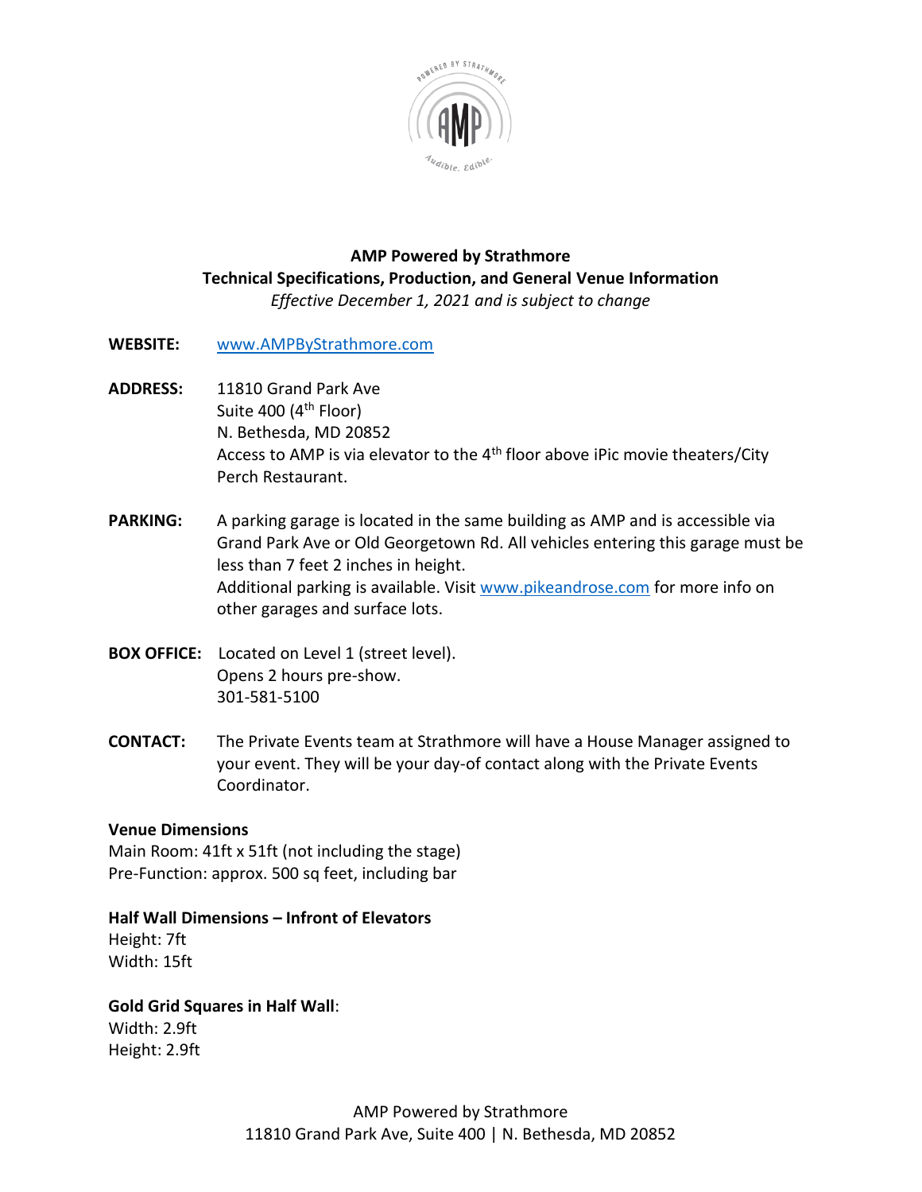# AMP Powered by Strathmore

## Technical Specifications, Production, and General Venue Information

*Effective December 1, 2021 and is subject to change*

**WEBSITE:** www.AMPByStrathmore.com

**ADDRESS:** 11810 Grand Park Ave
Suite 400 (4th Floor)
N. Bethesda, MD 20852
Access to AMP is via elevator to the 4th floor above iPic movie theaters/City Perch Restaurant.

**PARKING:** A parking garage is located in the same building as AMP and is accessible via Grand Park Ave or Old Georgetown Rd. All vehicles entering this garage must be less than 7 feet 2 inches in height.
Additional parking is available. Visit www.pikeandrose.com for more info on other garages and surface lots.

**BOX OFFICE:** Located on Level 1 (street level).
Opens 2 hours pre-show.
301-581-5100

**CONTACT:** The Private Events team at Strathmore will have a House Manager assigned to your event. They will be your day-of contact along with the Private Events Coordinator.

**Venue Dimensions**
Main Room: 41ft x 51ft (not including the stage)
Pre-Function: approx. 500 sq feet, including bar

**Half Wall Dimensions – Infront of Elevators**
Height: 7ft
Width: 15ft

**Gold Grid Squares in Half Wall**:
Width: 2.9ft
Height: 2.9ft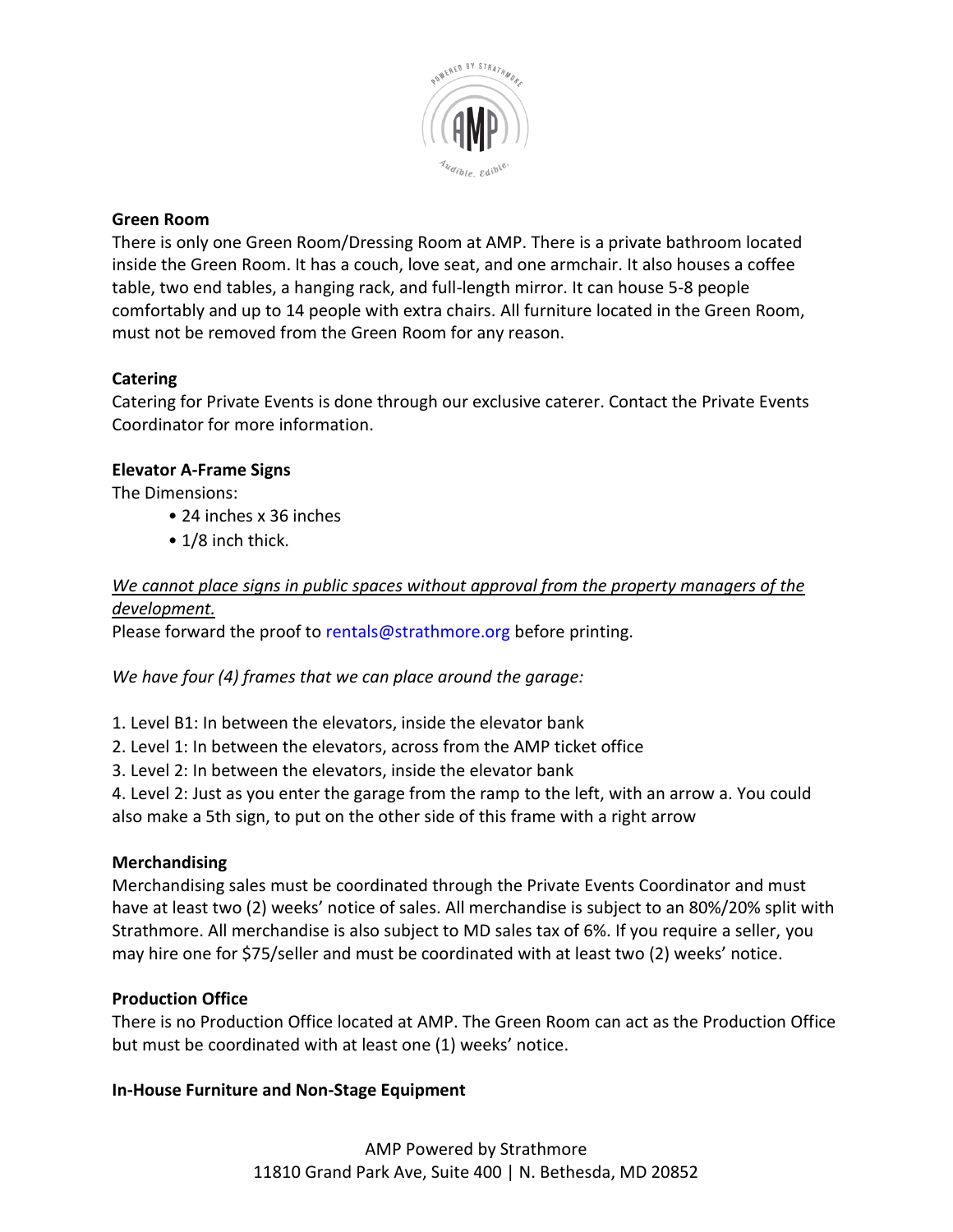**Green Room**

There is only one Green Room/Dressing Room at AMP. There is a private bathroom located inside the Green Room. It has a couch, love seat, and one armchair. It also houses a coffee table, two end tables, a hanging rack, and full-length mirror. It can house 5-8 people comfortably and up to 14 people with extra chairs. All furniture located in the Green Room, must not be removed from the Green Room for any reason.

**Catering**

Catering for Private Events is done through our exclusive caterer. Contact the Private Events Coordinator for more information.

**Elevator A-Frame Signs**

The Dimensions:

- 24 inches x 36 inches
- 1/8 inch thick.

*We cannot place signs in public spaces without approval from the property managers of the development.*

Please forward the proof to rentals@strathmore.org before printing.

*We have four (4) frames that we can place around the garage:*

1. Level B1: In between the elevators, inside the elevator bank
2. Level 1: In between the elevators, across from the AMP ticket office
3. Level 2: In between the elevators, inside the elevator bank
4. Level 2: Just as you enter the garage from the ramp to the left, with an arrow a. You could also make a 5th sign, to put on the other side of this frame with a right arrow

**Merchandising**

Merchandising sales must be coordinated through the Private Events Coordinator and must have at least two (2) weeks' notice of sales. All merchandise is subject to an 80%/20% split with Strathmore. All merchandise is also subject to MD sales tax of 6%. If you require a seller, you may hire one for $75/seller and must be coordinated with at least two (2) weeks' notice.

**Production Office**

There is no Production Office located at AMP. The Green Room can act as the Production Office but must be coordinated with at least one (1) weeks' notice.

**In-House Furniture and Non-Stage Equipment**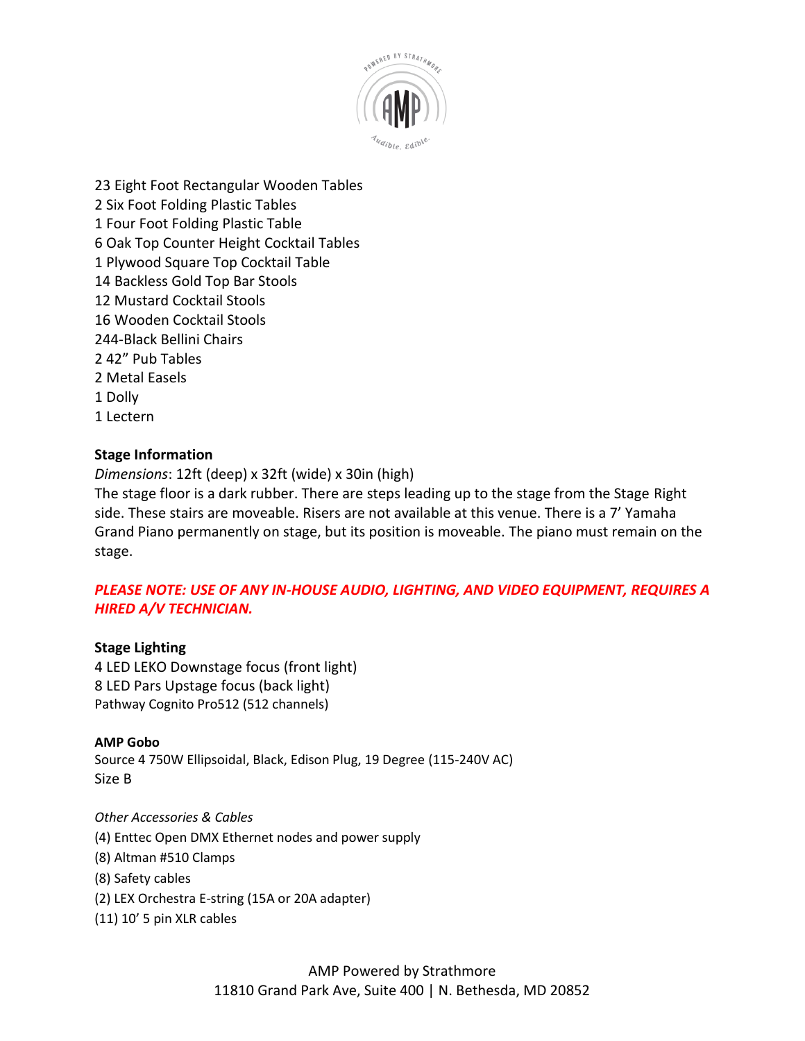23 Eight Foot Rectangular Wooden Tables
2 Six Foot Folding Plastic Tables
1 Four Foot Folding Plastic Table
6 Oak Top Counter Height Cocktail Tables
1 Plywood Square Top Cocktail Table
14 Backless Gold Top Bar Stools
12 Mustard Cocktail Stools
16 Wooden Cocktail Stools
244-Black Bellini Chairs
2 42" Pub Tables
2 Metal Easels
1 Dolly
1 Lectern

**Stage Information**

*Dimensions*: 12ft (deep) x 32ft (wide) x 30in (high)
The stage floor is a dark rubber. There are steps leading up to the stage from the Stage Right side. These stairs are moveable. Risers are not available at this venue. There is a 7' Yamaha Grand Piano permanently on stage, but its position is moveable. The piano must remain on the stage.

***PLEASE NOTE: USE OF ANY IN-HOUSE AUDIO, LIGHTING, AND VIDEO EQUIPMENT, REQUIRES A HIRED A/V TECHNICIAN.***

**Stage Lighting**

4 LED LEKO Downstage focus (front light)
8 LED Pars Upstage focus (back light)
Pathway Cognito Pro512 (512 channels)

**AMP Gobo**

Source 4 750W Ellipsoidal, Black, Edison Plug, 19 Degree (115-240V AC)
Size B

*Other Accessories & Cables*

(4) Enttec Open DMX Ethernet nodes and power supply
(8) Altman #510 Clamps
(8) Safety cables
(2) LEX Orchestra E-string (15A or 20A adapter)
(11) 10' 5 pin XLR cables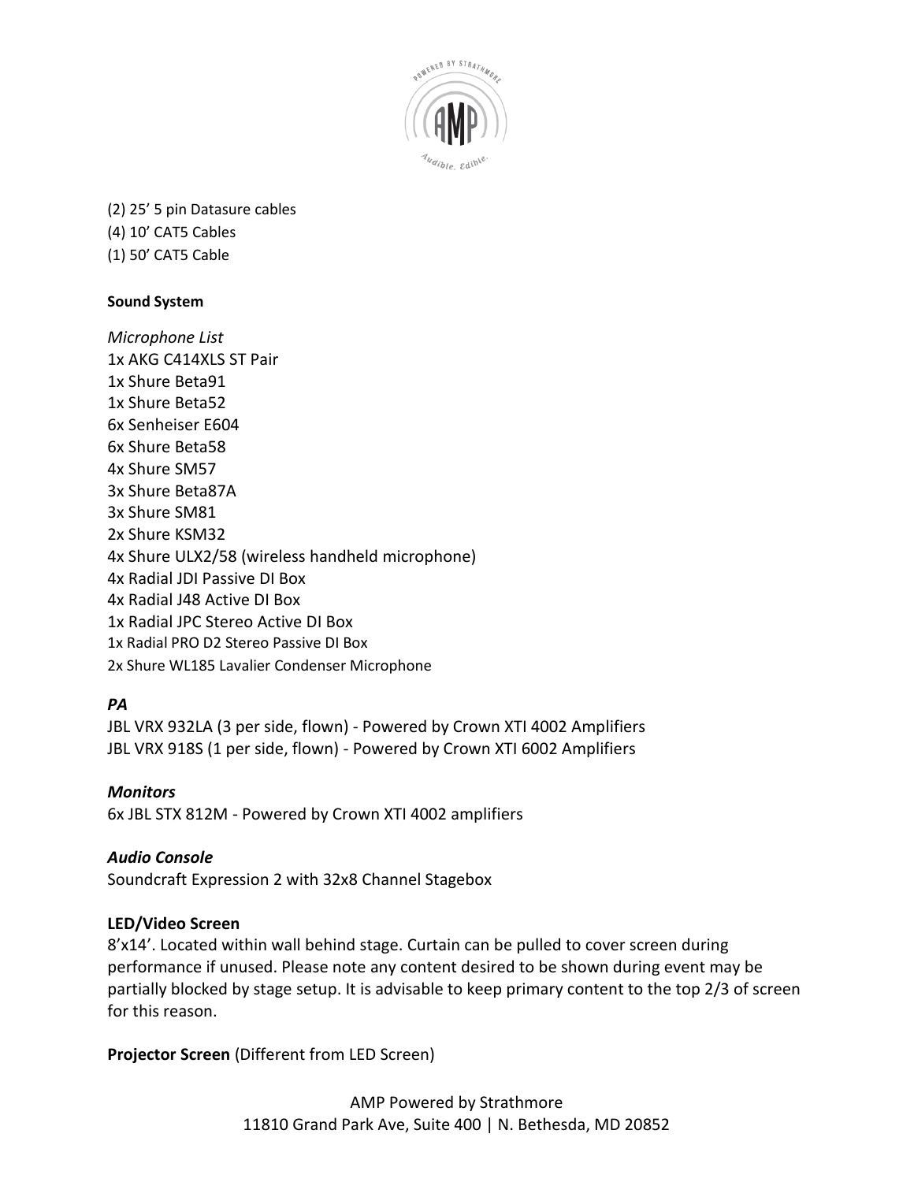(2) 25’ 5 pin Datasure cables
(4) 10’ CAT5 Cables
(1) 50’ CAT5 Cable

**Sound System**

*Microphone List*
1x AKG C414XLS ST Pair
1x Shure Beta91
1x Shure Beta52
6x Senheiser E604
6x Shure Beta58
4x Shure SM57
3x Shure Beta87A
3x Shure SM81
2x Shure KSM32
4x Shure ULX2/58 (wireless handheld microphone)
4x Radial JDI Passive DI Box
4x Radial J48 Active DI Box
1x Radial JPC Stereo Active DI Box
1x Radial PRO D2 Stereo Passive DI Box
2x Shure WL185 Lavalier Condenser Microphone

***PA***
JBL VRX 932LA (3 per side, flown) - Powered by Crown XTI 4002 Amplifiers
JBL VRX 918S (1 per side, flown) - Powered by Crown XTI 6002 Amplifiers

***Monitors***
6x JBL STX 812M - Powered by Crown XTI 4002 amplifiers

***Audio Console***
Soundcraft Expression 2 with 32x8 Channel Stagebox

**LED/Video Screen**
8’x14’. Located within wall behind stage. Curtain can be pulled to cover screen during performance if unused. Please note any content desired to be shown during event may be partially blocked by stage setup. It is advisable to keep primary content to the top 2/3 of screen for this reason.

**Projector Screen** (Different from LED Screen)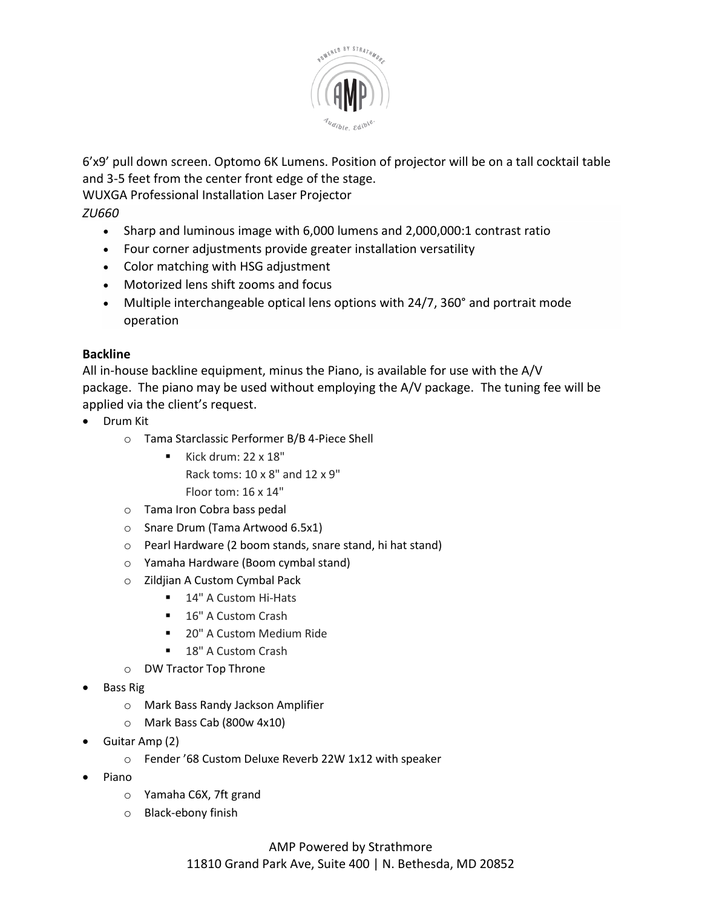6’x9’ pull down screen. Optomo 6K Lumens. Position of projector will be on a tall cocktail table and 3-5 feet from the center front edge of the stage.

WUXGA Professional Installation Laser Projector

*ZU660*

- Sharp and luminous image with 6,000 lumens and 2,000,000:1 contrast ratio
- Four corner adjustments provide greater installation versatility
- Color matching with HSG adjustment
- Motorized lens shift zooms and focus
- Multiple interchangeable optical lens options with 24/7, 360° and portrait mode operation

**Backline**

All in-house backline equipment, minus the Piano, is available for use with the A/V package. The piano may be used without employing the A/V package. The tuning fee will be applied via the client’s request.

- Drum Kit
    - Tama Starclassic Performer B/B 4-Piece Shell
        - Kick drum: 22 x 18"
          Rack toms: 10 x 8" and 12 x 9"
          Floor tom: 16 x 14"
    - Tama Iron Cobra bass pedal
    - Snare Drum (Tama Artwood 6.5x1)
    - Pearl Hardware (2 boom stands, snare stand, hi hat stand)
    - Yamaha Hardware (Boom cymbal stand)
    - Zildjian A Custom Cymbal Pack
        - 14" A Custom Hi-Hats
        - 16" A Custom Crash
        - 20" A Custom Medium Ride
        - 18" A Custom Crash
    - DW Tractor Top Throne
- Bass Rig
    - Mark Bass Randy Jackson Amplifier
    - Mark Bass Cab (800w 4x10)
- Guitar Amp (2)
    - Fender ’68 Custom Deluxe Reverb 22W 1x12 with speaker
- Piano
    - Yamaha C6X, 7ft grand
    - Black-ebony finish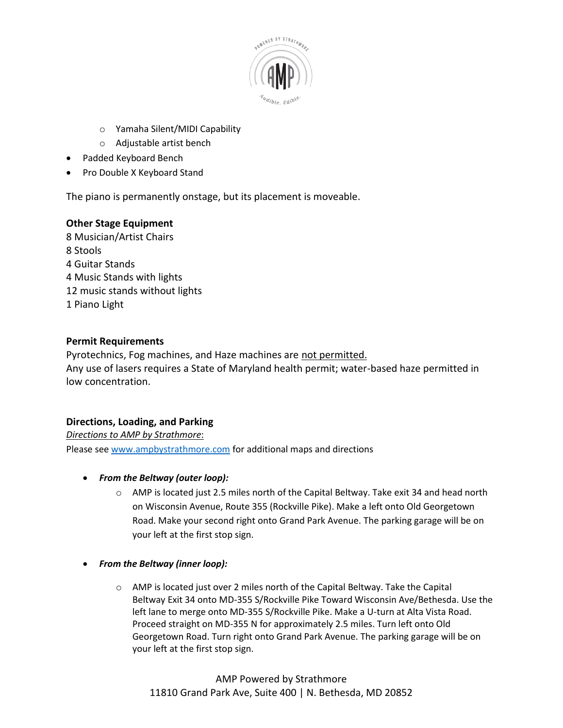- Yamaha Silent/MIDI Capability
  - Adjustable artist bench
- Padded Keyboard Bench
- Pro Double X Keyboard Stand

The piano is permanently onstage, but its placement is moveable.

**Other Stage Equipment**

8 Musician/Artist Chairs
8 Stools
4 Guitar Stands
4 Music Stands with lights
12 music stands without lights
1 Piano Light

**Permit Requirements**

Pyrotechnics, Fog machines, and Haze machines are not permitted.
Any use of lasers requires a State of Maryland health permit; water-based haze permitted in low concentration.

**Directions, Loading, and Parking**

*Directions to AMP by Strathmore*:
Please see www.ampbystrathmore.com for additional maps and directions

- ***From the Beltway (outer loop):***
  - AMP is located just 2.5 miles north of the Capital Beltway. Take exit 34 and head north on Wisconsin Avenue, Route 355 (Rockville Pike). Make a left onto Old Georgetown Road. Make your second right onto Grand Park Avenue. The parking garage will be on your left at the first stop sign.

- ***From the Beltway (inner loop):***
  - AMP is located just over 2 miles north of the Capital Beltway. Take the Capital Beltway Exit 34 onto MD-355 S/Rockville Pike Toward Wisconsin Ave/Bethesda. Use the left lane to merge onto MD-355 S/Rockville Pike. Make a U-turn at Alta Vista Road. Proceed straight on MD-355 N for approximately 2.5 miles. Turn left onto Old Georgetown Road. Turn right onto Grand Park Avenue. The parking garage will be on your left at the first stop sign.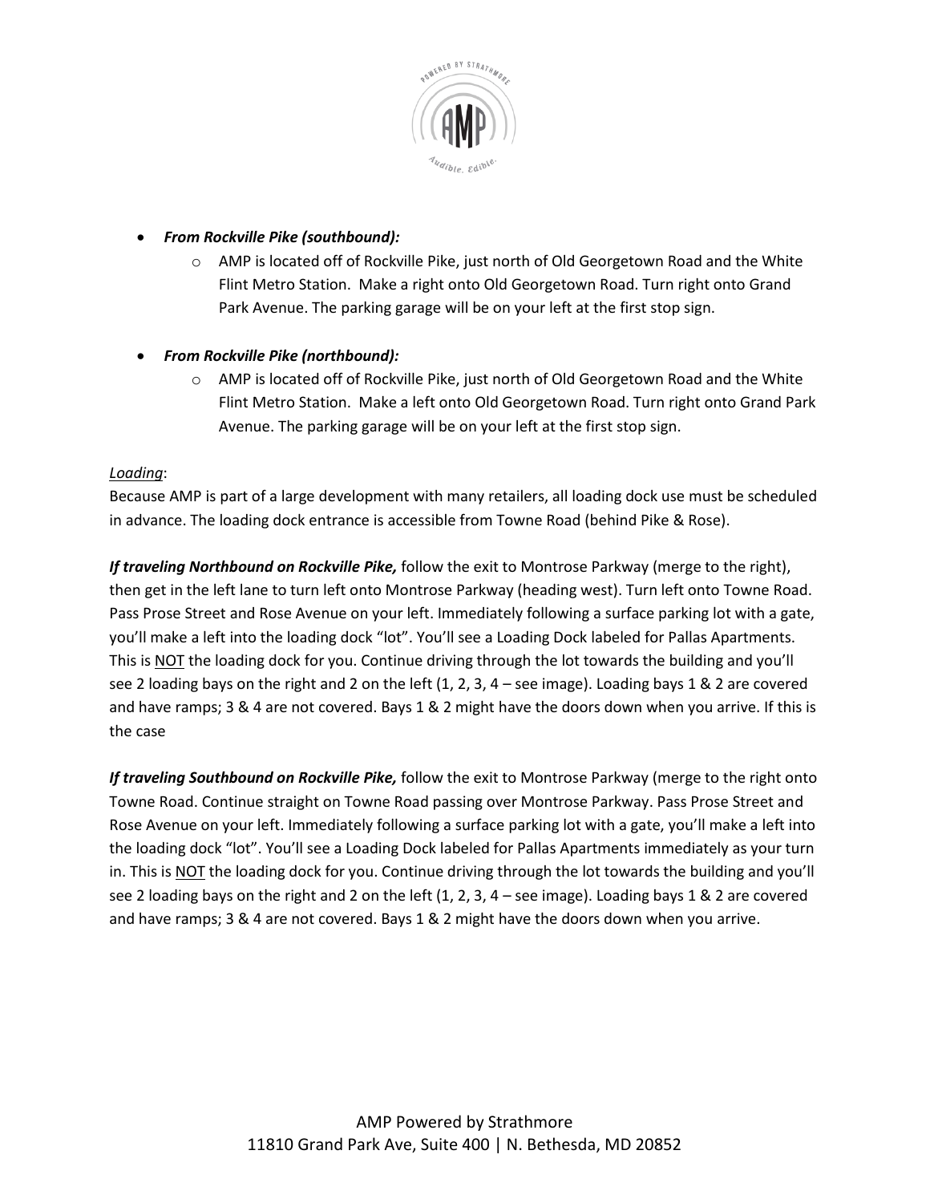- ***From Rockville Pike (southbound):***
    - AMP is located off of Rockville Pike, just north of Old Georgetown Road and the White Flint Metro Station. Make a right onto Old Georgetown Road. Turn right onto Grand Park Avenue. The parking garage will be on your left at the first stop sign.

- ***From Rockville Pike (northbound):***
    - AMP is located off of Rockville Pike, just north of Old Georgetown Road and the White Flint Metro Station. Make a left onto Old Georgetown Road. Turn right onto Grand Park Avenue. The parking garage will be on your left at the first stop sign.

*Loading*:

Because AMP is part of a large development with many retailers, all loading dock use must be scheduled in advance. The loading dock entrance is accessible from Towne Road (behind Pike & Rose).

***If traveling Northbound on Rockville Pike,*** follow the exit to Montrose Parkway (merge to the right), then get in the left lane to turn left onto Montrose Parkway (heading west). Turn left onto Towne Road. Pass Prose Street and Rose Avenue on your left. Immediately following a surface parking lot with a gate, you'll make a left into the loading dock "lot". You'll see a Loading Dock labeled for Pallas Apartments. This is NOT the loading dock for you. Continue driving through the lot towards the building and you'll see 2 loading bays on the right and 2 on the left (1, 2, 3, 4 – see image). Loading bays 1 & 2 are covered and have ramps; 3 & 4 are not covered. Bays 1 & 2 might have the doors down when you arrive. If this is the case

***If traveling Southbound on Rockville Pike,*** follow the exit to Montrose Parkway (merge to the right onto Towne Road. Continue straight on Towne Road passing over Montrose Parkway. Pass Prose Street and Rose Avenue on your left. Immediately following a surface parking lot with a gate, you'll make a left into the loading dock "lot". You'll see a Loading Dock labeled for Pallas Apartments immediately as your turn in. This is NOT the loading dock for you. Continue driving through the lot towards the building and you'll see 2 loading bays on the right and 2 on the left (1, 2, 3, 4 – see image). Loading bays 1 & 2 are covered and have ramps; 3 & 4 are not covered. Bays 1 & 2 might have the doors down when you arrive.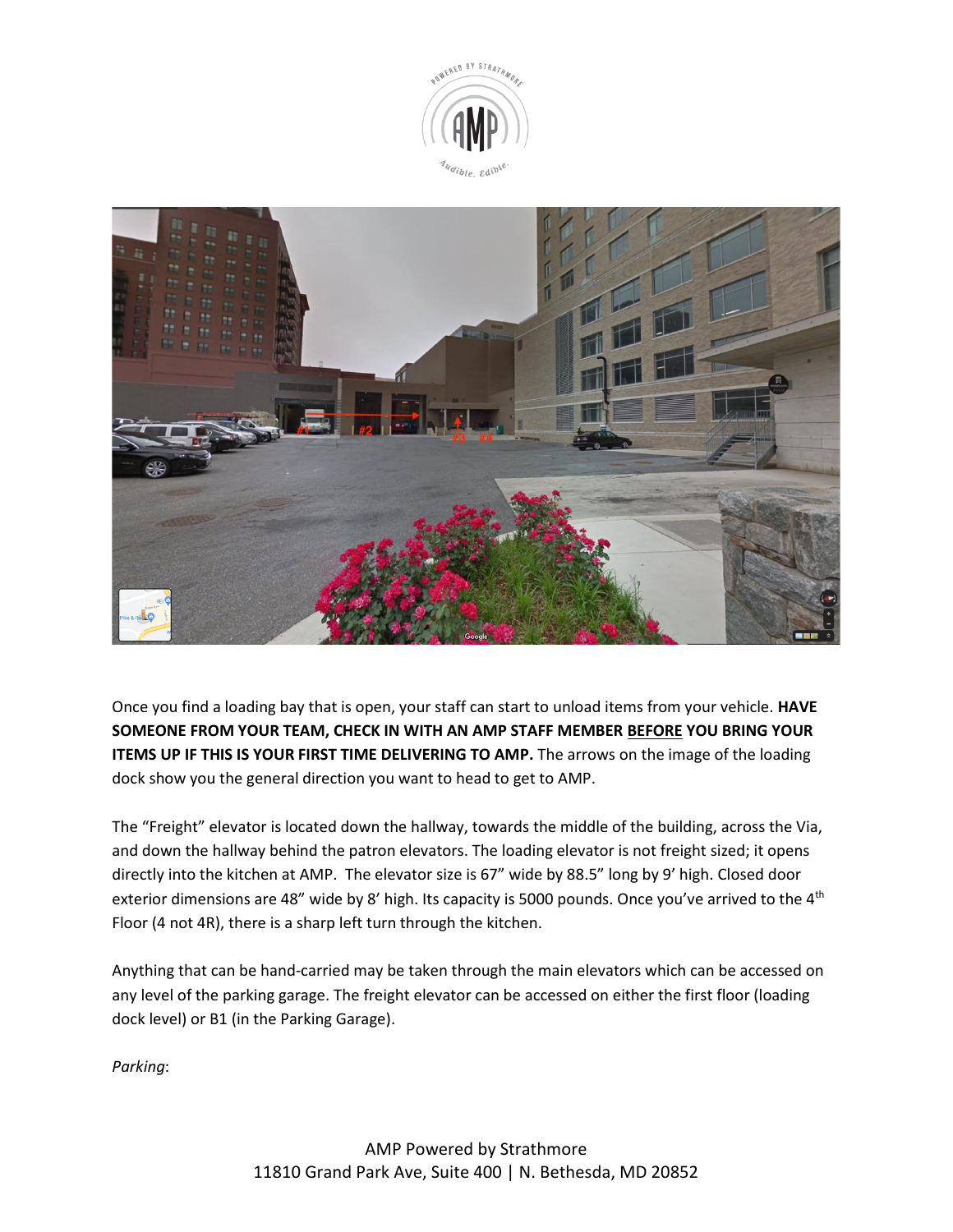Once you find a loading bay that is open, your staff can start to unload items from your vehicle. **HAVE SOMEONE FROM YOUR TEAM, CHECK IN WITH AN AMP STAFF MEMBER <u>BEFORE</u> YOU BRING YOUR ITEMS UP IF THIS IS YOUR FIRST TIME DELIVERING TO AMP.** The arrows on the image of the loading dock show you the general direction you want to head to get to AMP.

The "Freight" elevator is located down the hallway, towards the middle of the building, across the Via, and down the hallway behind the patron elevators. The loading elevator is not freight sized; it opens directly into the kitchen at AMP. The elevator size is 67" wide by 88.5" long by 9' high. Closed door exterior dimensions are 48" wide by 8' high. Its capacity is 5000 pounds. Once you've arrived to the 4th Floor (4 not 4R), there is a sharp left turn through the kitchen.

Anything that can be hand-carried may be taken through the main elevators which can be accessed on any level of the parking garage. The freight elevator can be accessed on either the first floor (loading dock level) or B1 (in the Parking Garage).

*Parking*: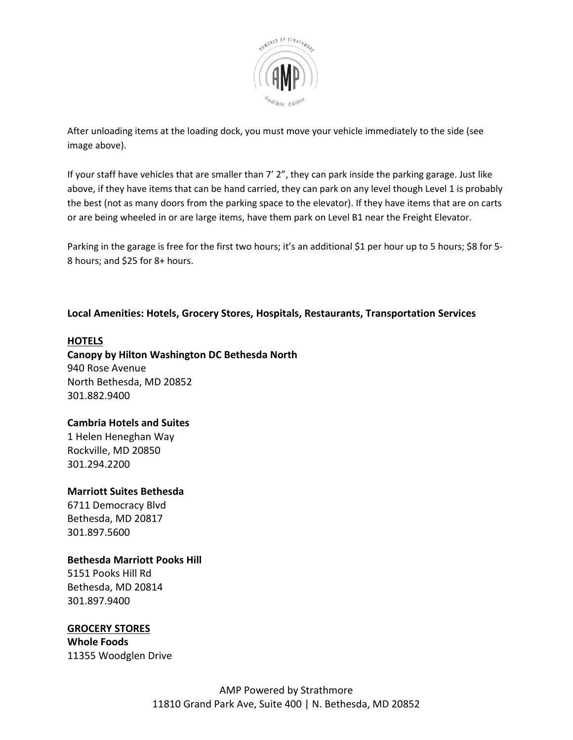After unloading items at the loading dock, you must move your vehicle immediately to the side (see image above).

If your staff have vehicles that are smaller than 7' 2", they can park inside the parking garage. Just like above, if they have items that can be hand carried, they can park on any level though Level 1 is probably the best (not as many doors from the parking space to the elevator). If they have items that are on carts or are being wheeled in or are large items, have them park on Level B1 near the Freight Elevator.

Parking in the garage is free for the first two hours; it's an additional $1 per hour up to 5 hours; $8 for 5-8 hours; and $25 for 8+ hours.

**Local Amenities: Hotels, Grocery Stores, Hospitals, Restaurants, Transportation Services**

**HOTELS**

**Canopy by Hilton Washington DC Bethesda North**
940 Rose Avenue
North Bethesda, MD 20852
301.882.9400

**Cambria Hotels and Suites**
1 Helen Heneghan Way
Rockville, MD 20850
301.294.2200

**Marriott Suites Bethesda**
6711 Democracy Blvd
Bethesda, MD 20817
301.897.5600

**Bethesda Marriott Pooks Hill**
5151 Pooks Hill Rd
Bethesda, MD 20814
301.897.9400

**GROCERY STORES**

**Whole Foods**
11355 Woodglen Drive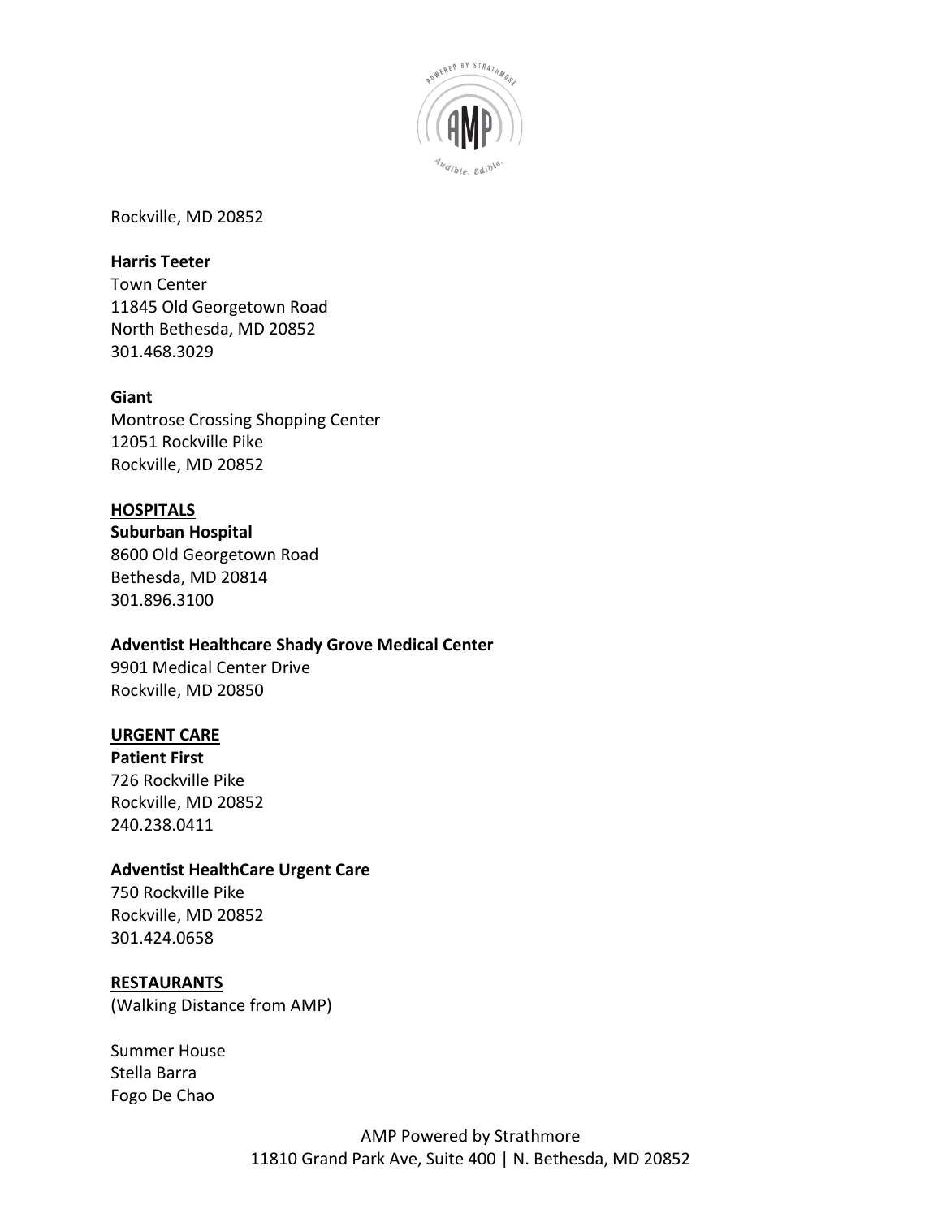Rockville, MD 20852

**Harris Teeter**
Town Center
11845 Old Georgetown Road
North Bethesda, MD 20852
301.468.3029

**Giant**
Montrose Crossing Shopping Center
12051 Rockville Pike
Rockville, MD 20852

**HOSPITALS**

**Suburban Hospital**
8600 Old Georgetown Road
Bethesda, MD 20814
301.896.3100

**Adventist Healthcare Shady Grove Medical Center**
9901 Medical Center Drive
Rockville, MD 20850

**URGENT CARE**

**Patient First**
726 Rockville Pike
Rockville, MD 20852
240.238.0411

**Adventist HealthCare Urgent Care**
750 Rockville Pike
Rockville, MD 20852
301.424.0658

**RESTAURANTS**
(Walking Distance from AMP)

Summer House
Stella Barra
Fogo De Chao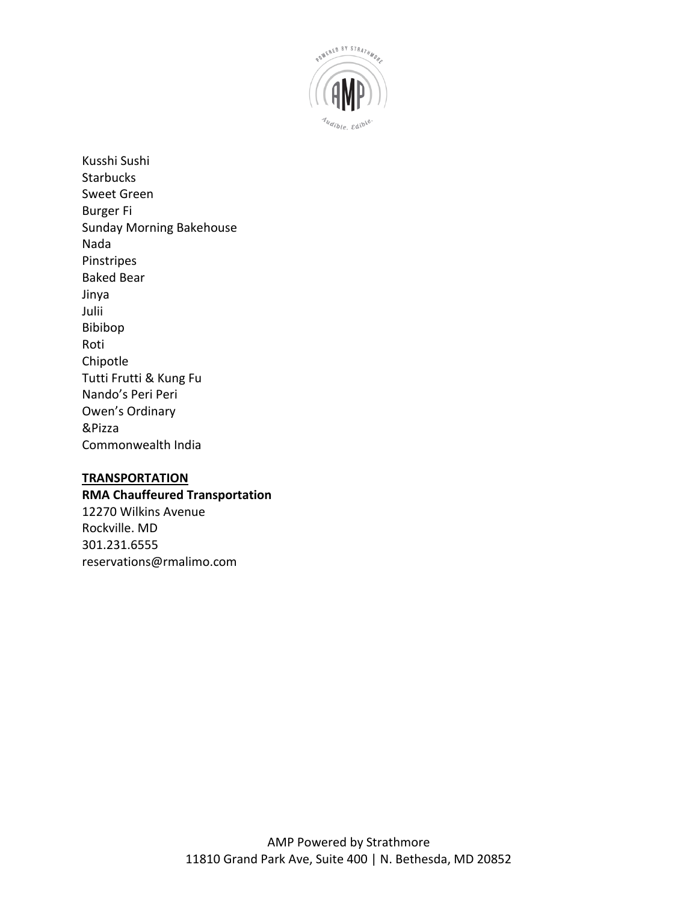Kusshi Sushi
Starbucks
Sweet Green
Burger Fi
Sunday Morning Bakehouse
Nada
Pinstripes
Baked Bear
Jinya
Julii
Bibibop
Roti
Chipotle
Tutti Frutti & Kung Fu
Nando's Peri Peri
Owen's Ordinary
&Pizza
Commonwealth India

**TRANSPORTATION**

**RMA Chauffeured Transportation**
12270 Wilkins Avenue
Rockville. MD
301.231.6555
reservations@rmalimo.com